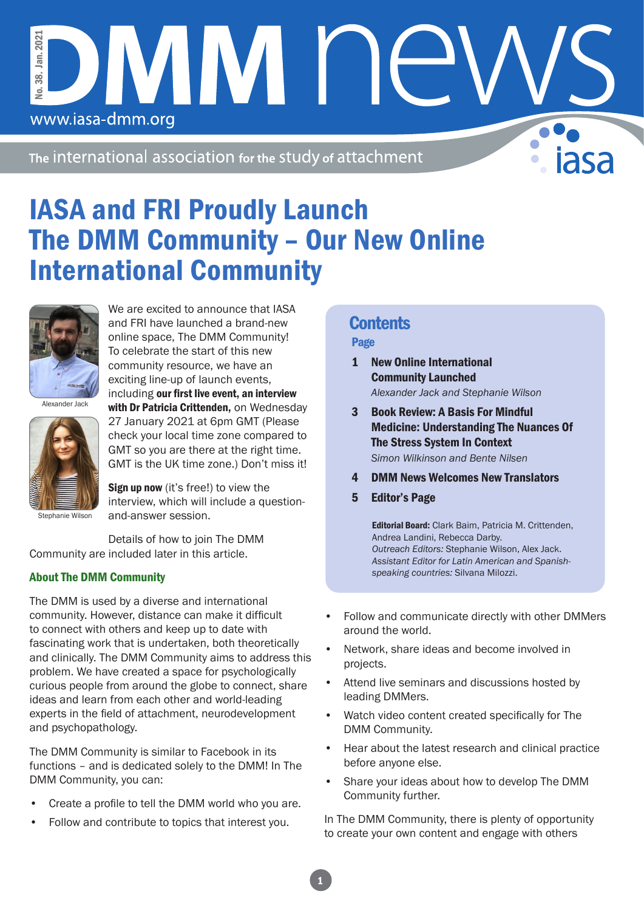# DMM news

No. 38. Jan. 2021

www.iasa-dmm.org

The international association for the study of attachment

## IASA and FRI Proudly Launch The DMM Community – Our New Online International Community

Alexander Jack

Stephanie Wilson

We are excited to announce that IASA and FRI have launched a brand-new online space, The DMM Community! To celebrate the start of this new community resource, we have an exciting line-up of launch events, including **our first live event, an interview with Dr Patricia Crittenden,** on Wednesday 27 January 2021 at 6pm GMT (Please check your local time zone compared to GMT so you are there at the right time. GMT is the UK time zone.) Don't miss it!

**Sign up now** (it's free!) to view the interview, which will include a question-and-answer session.

Details of how to join The DMM Community are included later in this article.

### About The DMM Community

The DMM is used by a diverse and international community. However, distance can make it difficult to connect with others and keep up to date with fascinating work that is undertaken, both theoretically and clinically. The DMM Community aims to address this problem. We have created a space for psychologically curious people from around the globe to connect, share ideas and learn from each other and world-leading experts in the field of attachment, neurodevelopment and psychopathology.

The DMM Community is similar to Facebook in its functions – and is dedicated solely to the DMM! In The DMM Community, you can:

- Create a profile to tell the DMM world who you are.
- Follow and contribute to topics that interest you.
- Follow and communicate directly with other DMMers around the world.
- Network, share ideas and become involved in projects.
- Attend live seminars and discussions hosted by leading DMMers.
- Watch video content created specifically for The DMM Community.
- Hear about the latest research and clinical practice before anyone else.
- Share your ideas about how to develop The DMM Community further.

In The DMM Community, there is plenty of opportunity to create your own content and engage with others

## Contents

| Page | |
|---|---|
| 1 | **New Online International Community Launched** *Alexander Jack and Stephanie Wilson* |
| 3 | **Book Review: A Basis For Mindful Medicine: Understanding The Nuances Of The Stress System In Context** *Simon Wilkinson and Bente Nilsen* |
| 4 | **DMM News Welcomes New Translators** |
| 5 | **Editor's Page** |

**Editorial Board:** Clark Baim, Patricia M. Crittenden, Andrea Landini, Rebecca Darby.
*Outreach Editors:* Stephanie Wilson, Alex Jack.
*Assistant Editor for Latin American and Spanish-speaking countries:* Silvana Milozzi.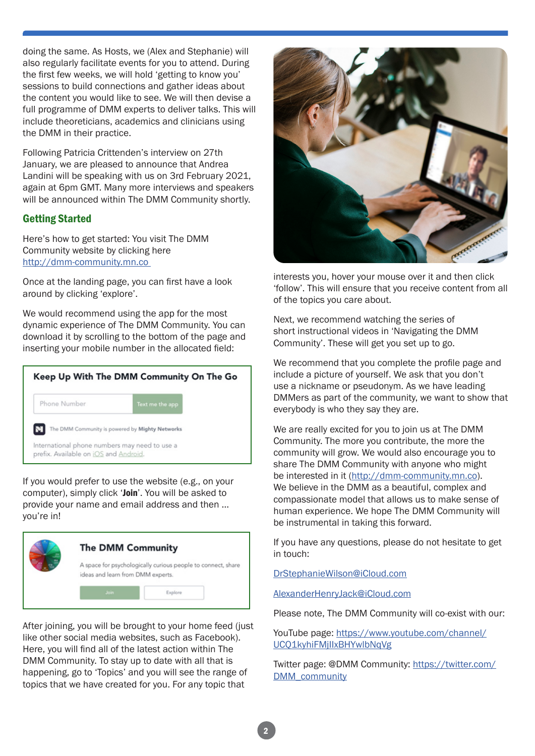doing the same. As Hosts, we (Alex and Stephanie) will also regularly facilitate events for you to attend. During the first few weeks, we will hold 'getting to know you' sessions to build connections and gather ideas about the content you would like to see. We will then devise a full programme of DMM experts to deliver talks. This will include theoreticians, academics and clinicians using the DMM in their practice.

Following Patricia Crittenden's interview on 27th January, we are pleased to announce that Andrea Landini will be speaking with us on 3rd February 2021, again at 6pm GMT. Many more interviews and speakers will be announced within The DMM Community shortly.

## Getting Started

Here's how to get started: You visit The DMM Community website by clicking here http://dmm-community.mn.co

Once at the landing page, you can first have a look around by clicking 'explore'.

We would recommend using the app for the most dynamic experience of The DMM Community. You can download it by scrolling to the bottom of the page and inserting your mobile number in the allocated field:

**Keep Up With The DMM Community On The Go**

Phone Number | Text me the app

The DMM Community is powered by **Mighty Networks**

International phone numbers may need to use a prefix. Available on iOS and Android.

If you would prefer to use the website (e.g., on your computer), simply click '**Join**'. You will be asked to provide your name and email address and then ... you're in!

**The DMM Community**

A space for psychologically curious people to connect, share ideas and learn from DMM experts.

Join | Explore

After joining, you will be brought to your home feed (just like other social media websites, such as Facebook). Here, you will find all of the latest action within The DMM Community. To stay up to date with all that is happening, go to 'Topics' and you will see the range of topics that we have created for you. For any topic that interests you, hover your mouse over it and then click 'follow'. This will ensure that you receive content from all of the topics you care about.

Next, we recommend watching the series of short instructional videos in 'Navigating the DMM Community'. These will get you set up to go.

We recommend that you complete the profile page and include a picture of yourself. We ask that you don't use a nickname or pseudonym. As we have leading DMMers as part of the community, we want to show that everybody is who they say they are.

We are really excited for you to join us at The DMM Community. The more you contribute, the more the community will grow. We would also encourage you to share The DMM Community with anyone who might be interested in it (http://dmm-community.mn.co). We believe in the DMM as a beautiful, complex and compassionate model that allows us to make sense of human experience. We hope The DMM Community will be instrumental in taking this forward.

If you have any questions, please do not hesitate to get in touch:

DrStephanieWilson@iCloud.com

AlexanderHenryJack@iCloud.com

Please note, The DMM Community will co-exist with our:

YouTube page: https://www.youtube.com/channel/UCQ1kyhiFMjIIxBHYwlbNqVg

Twitter page: @DMM Community: https://twitter.com/DMM_community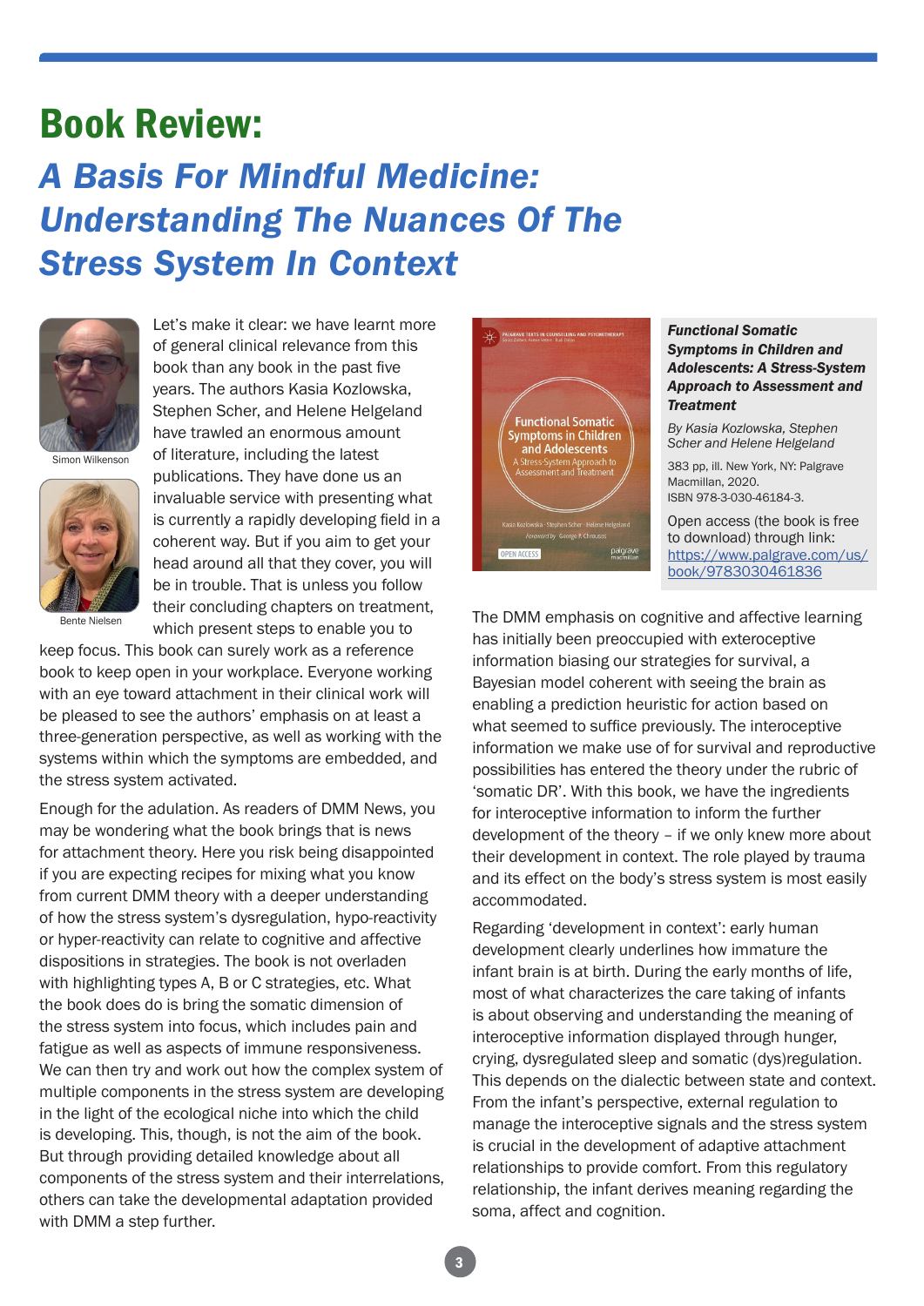# Book Review:

## *A Basis For Mindful Medicine: Understanding The Nuances Of The Stress System In Context*

Simon Wilkenson

Bente Nielsen

Let's make it clear: we have learnt more of general clinical relevance from this book than any book in the past five years. The authors Kasia Kozlowska, Stephen Scher, and Helene Helgeland have trawled an enormous amount of literature, including the latest publications. They have done us an invaluable service with presenting what is currently a rapidly developing field in a coherent way. But if you aim to get your head around all that they cover, you will be in trouble. That is unless you follow their concluding chapters on treatment, which present steps to enable you to keep focus. This book can surely work as a reference book to keep open in your workplace. Everyone working with an eye toward attachment in their clinical work will be pleased to see the authors' emphasis on at least a three-generation perspective, as well as working with the systems within which the symptoms are embedded, and the stress system activated.

Enough for the adulation. As readers of DMM News, you may be wondering what the book brings that is news for attachment theory. Here you risk being disappointed if you are expecting recipes for mixing what you know from current DMM theory with a deeper understanding of how the stress system's dysregulation, hypo-reactivity or hyper-reactivity can relate to cognitive and affective dispositions in strategies. The book is not overladen with highlighting types A, B or C strategies, etc. What the book does do is bring the somatic dimension of the stress system into focus, which includes pain and fatigue as well as aspects of immune responsiveness. We can then try and work out how the complex system of multiple components in the stress system are developing in the light of the ecological niche into which the child is developing. This, though, is not the aim of the book. But through providing detailed knowledge about all components of the stress system and their interrelations, others can take the developmental adaptation provided with DMM a step further.

***Functional Somatic Symptoms in Children and Adolescents: A Stress-System Approach to Assessment and Treatment***

*By Kasia Kozlowska, Stephen Scher and Helene Helgeland*

383 pp, ill. New York, NY: Palgrave Macmillan, 2020.
ISBN 978-3-030-46184-3.

Open access (the book is free to download) through link: https://www.palgrave.com/us/book/9783030461836

The DMM emphasis on cognitive and affective learning has initially been preoccupied with exteroceptive information biasing our strategies for survival, a Bayesian model coherent with seeing the brain as enabling a prediction heuristic for action based on what seemed to suffice previously. The interoceptive information we make use of for survival and reproductive possibilities has entered the theory under the rubric of 'somatic DR'. With this book, we have the ingredients for interoceptive information to inform the further development of the theory – if we only knew more about their development in context. The role played by trauma and its effect on the body's stress system is most easily accommodated.

Regarding 'development in context': early human development clearly underlines how immature the infant brain is at birth. During the early months of life, most of what characterizes the care taking of infants is about observing and understanding the meaning of interoceptive information displayed through hunger, crying, dysregulated sleep and somatic (dys)regulation. This depends on the dialectic between state and context. From the infant's perspective, external regulation to manage the interoceptive signals and the stress system is crucial in the development of adaptive attachment relationships to provide comfort. From this regulatory relationship, the infant derives meaning regarding the soma, affect and cognition.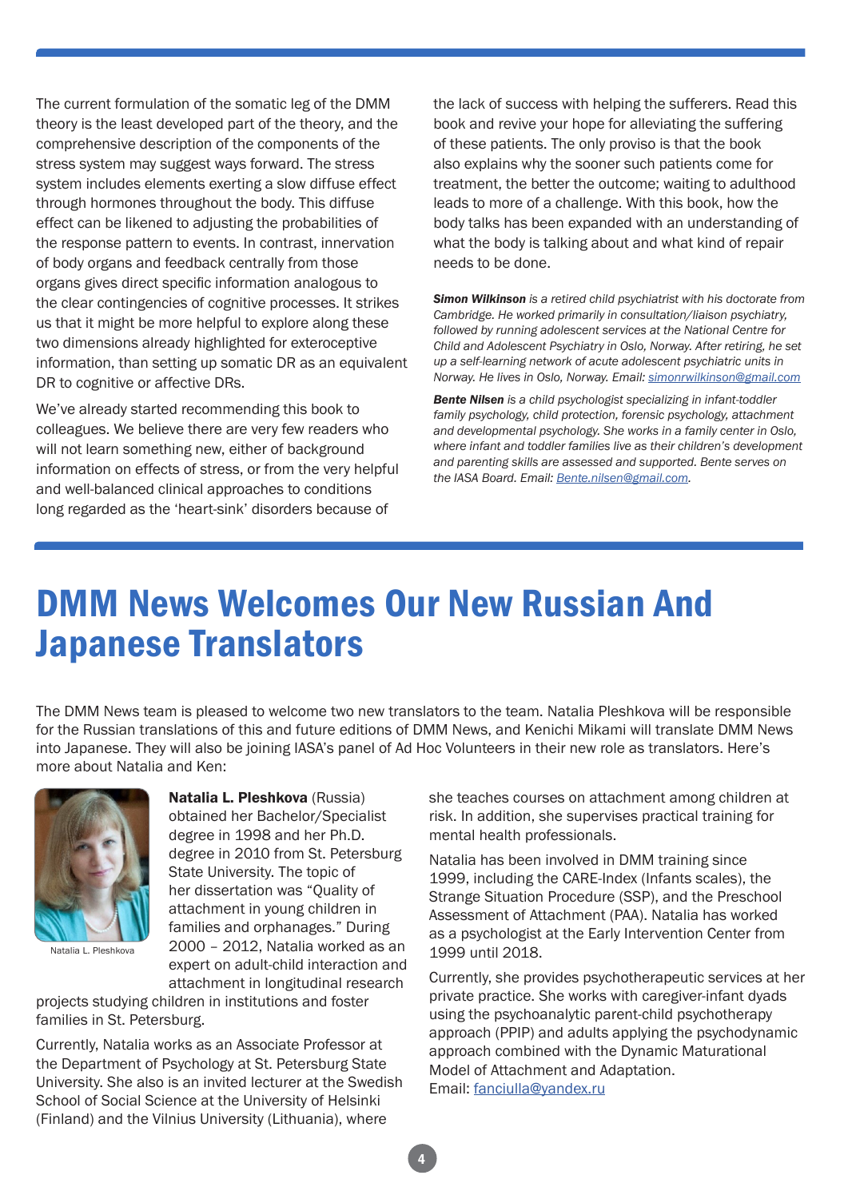The current formulation of the somatic leg of the DMM theory is the least developed part of the theory, and the comprehensive description of the components of the stress system may suggest ways forward. The stress system includes elements exerting a slow diffuse effect through hormones throughout the body. This diffuse effect can be likened to adjusting the probabilities of the response pattern to events. In contrast, innervation of body organs and feedback centrally from those organs gives direct specific information analogous to the clear contingencies of cognitive processes. It strikes us that it might be more helpful to explore along these two dimensions already highlighted for exteroceptive information, than setting up somatic DR as an equivalent DR to cognitive or affective DRs.

We've already started recommending this book to colleagues. We believe there are very few readers who will not learn something new, either of background information on effects of stress, or from the very helpful and well-balanced clinical approaches to conditions long regarded as the 'heart-sink' disorders because of the lack of success with helping the sufferers. Read this book and revive your hope for alleviating the suffering of these patients. The only proviso is that the book also explains why the sooner such patients come for treatment, the better the outcome; waiting to adulthood leads to more of a challenge. With this book, how the body talks has been expanded with an understanding of what the body is talking about and what kind of repair needs to be done.

***Simon Wilkinson*** *is a retired child psychiatrist with his doctorate from Cambridge. He worked primarily in consultation/liaison psychiatry, followed by running adolescent services at the National Centre for Child and Adolescent Psychiatry in Oslo, Norway. After retiring, he set up a self-learning network of acute adolescent psychiatric units in Norway. He lives in Oslo, Norway. Email: simonrwilkinson@gmail.com*

***Bente Nilsen*** *is a child psychologist specializing in infant-toddler family psychology, child protection, forensic psychology, attachment and developmental psychology. She works in a family center in Oslo, where infant and toddler families live as their children's development and parenting skills are assessed and supported. Bente serves on the IASA Board. Email: Bente.nilsen@gmail.com.*

# DMM News Welcomes Our New Russian And Japanese Translators

The DMM News team is pleased to welcome two new translators to the team. Natalia Pleshkova will be responsible for the Russian translations of this and future editions of DMM News, and Kenichi Mikami will translate DMM News into Japanese. They will also be joining IASA's panel of Ad Hoc Volunteers in their new role as translators. Here's more about Natalia and Ken:

Natalia L. Pleshkova

**Natalia L. Pleshkova** (Russia) obtained her Bachelor/Specialist degree in 1998 and her Ph.D. degree in 2010 from St. Petersburg State University. The topic of her dissertation was "Quality of attachment in young children in families and orphanages." During 2000 – 2012, Natalia worked as an expert on adult-child interaction and attachment in longitudinal research projects studying children in institutions and foster families in St. Petersburg.

Currently, Natalia works as an Associate Professor at the Department of Psychology at St. Petersburg State University. She also is an invited lecturer at the Swedish School of Social Science at the University of Helsinki (Finland) and the Vilnius University (Lithuania), where she teaches courses on attachment among children at risk. In addition, she supervises practical training for mental health professionals.

Natalia has been involved in DMM training since 1999, including the CARE-Index (Infants scales), the Strange Situation Procedure (SSP), and the Preschool Assessment of Attachment (PAA). Natalia has worked as a psychologist at the Early Intervention Center from 1999 until 2018.

Currently, she provides psychotherapeutic services at her private practice. She works with caregiver-infant dyads using the psychoanalytic parent-child psychotherapy approach (PPIP) and adults applying the psychodynamic approach combined with the Dynamic Maturational Model of Attachment and Adaptation.
Email: fanciulla@yandex.ru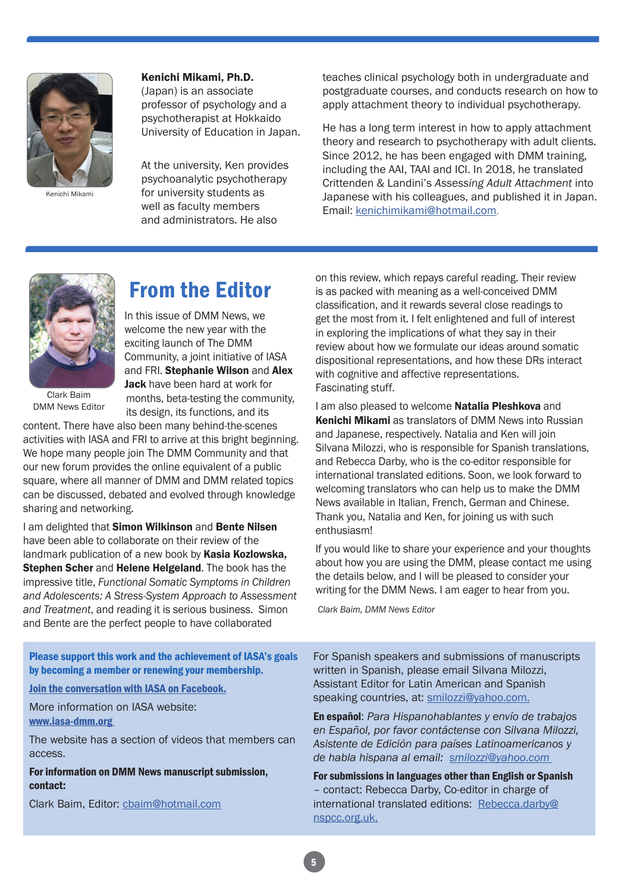Kenichi Mikami

**Kenichi Mikami, Ph.D.** (Japan) is an associate professor of psychology and a psychotherapist at Hokkaido University of Education in Japan.

At the university, Ken provides psychoanalytic psychotherapy for university students as well as faculty members and administrators. He also teaches clinical psychology both in undergraduate and postgraduate courses, and conducts research on how to apply attachment theory to individual psychotherapy.

He has a long term interest in how to apply attachment theory and research to psychotherapy with adult clients. Since 2012, he has been engaged with DMM training, including the AAI, TAAI and ICI. In 2018, he translated Crittenden & Landini's *Assessing Adult Attachment* into Japanese with his colleagues, and published it in Japan. Email: kenichimikami@hotmail.com.

# From the Editor

Clark Baim
DMM News Editor

In this issue of DMM News, we welcome the new year with the exciting launch of The DMM Community, a joint initiative of IASA and FRI. **Stephanie Wilson** and **Alex Jack** have been hard at work for months, beta-testing the community, its design, its functions, and its content. There have also been many behind-the-scenes activities with IASA and FRI to arrive at this bright beginning. We hope many people join The DMM Community and that our new forum provides the online equivalent of a public square, where all manner of DMM and DMM related topics can be discussed, debated and evolved through knowledge sharing and networking.

I am delighted that **Simon Wilkinson** and **Bente Nilsen** have been able to collaborate on their review of the landmark publication of a new book by **Kasia Kozlowska, Stephen Scher** and **Helene Helgeland**. The book has the impressive title, *Functional Somatic Symptoms in Children and Adolescents: A Stress-System Approach to Assessment and Treatment*, and reading it is serious business. Simon and Bente are the perfect people to have collaborated on this review, which repays careful reading. Their review is as packed with meaning as a well-conceived DMM classification, and it rewards several close readings to get the most from it. I felt enlightened and full of interest in exploring the implications of what they say in their review about how we formulate our ideas around somatic dispositional representations, and how these DRs interact with cognitive and affective representations. Fascinating stuff.

I am also pleased to welcome **Natalia Pleshkova** and **Kenichi Mikami** as translators of DMM News into Russian and Japanese, respectively. Natalia and Ken will join Silvana Milozzi, who is responsible for Spanish translations, and Rebecca Darby, who is the co-editor responsible for international translated editions. Soon, we look forward to welcoming translators who can help us to make the DMM News available in Italian, French, German and Chinese. Thank you, Natalia and Ken, for joining us with such enthusiasm!

If you would like to share your experience and your thoughts about how you are using the DMM, please contact me using the details below, and I will be pleased to consider your writing for the DMM News. I am eager to hear from you.

*Clark Baim, DMM News Editor*

**Please support this work and the achievement of IASA's goals by becoming a member or renewing your membership.**

**Join the conversation with IASA on Facebook.**

More information on IASA website: **www.iasa-dmm.org**

The website has a section of videos that members can access.

**For information on DMM News manuscript submission, contact:**

Clark Baim, Editor: cbaim@hotmail.com

For Spanish speakers and submissions of manuscripts written in Spanish, please email Silvana Milozzi, Assistant Editor for Latin American and Spanish speaking countries, at: smilozzi@yahoo.com.

**En español**: *Para Hispanohablantes y envío de trabajos en Español, por favor contáctense con Silvana Milozzi, Asistente de Edición para países Latinoamericanos y de habla hispana al email: smilozzi@yahoo.com*

**For submissions in languages other than English or Spanish** – contact: Rebecca Darby, Co-editor in charge of international translated editions: Rebecca.darby@nspcc.org.uk.